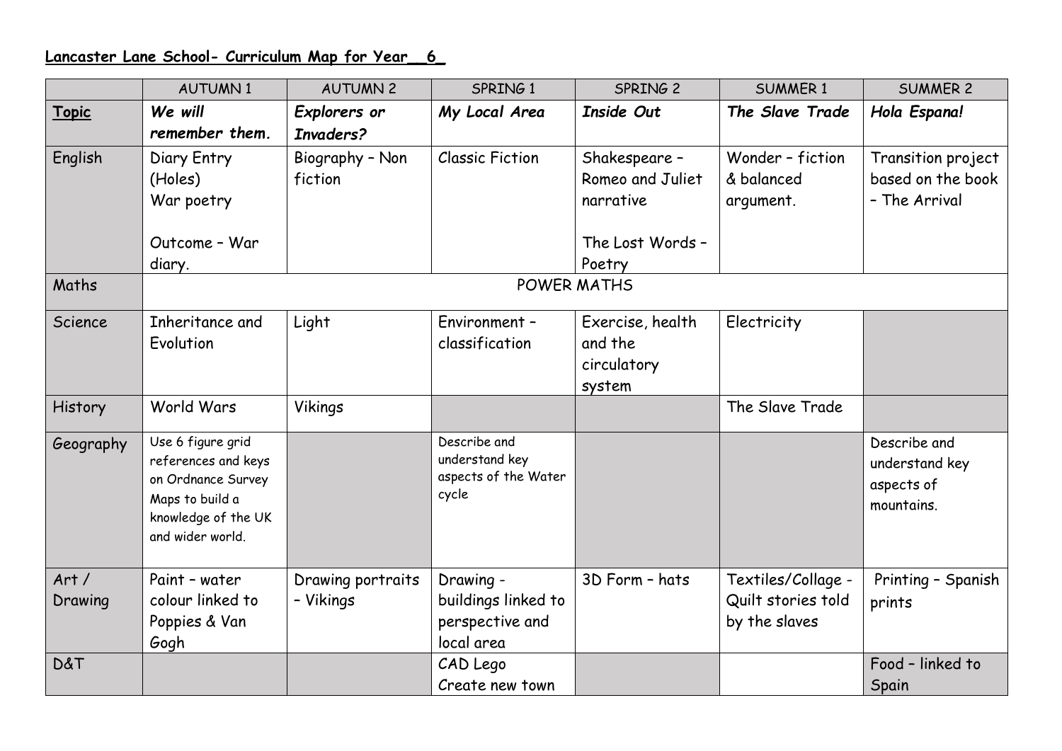**Lancaster Lane School- Curriculum Map for Year__6_**

| | AUTUMN 1 | AUTUMN 2 | SPRING 1 | SPRING 2 | SUMMER 1 | SUMMER 2 |
|---|---|---|---|---|---|---|
| **Topic** | ***We will remember them.*** | ***Explorers or Invaders?*** | ***My Local Area*** | ***Inside Out*** | ***The Slave Trade*** | ***Hola Espana!*** |
| English | Diary Entry (Holes)<br>War poetry<br><br>Outcome – War diary. | Biography – Non fiction | Classic Fiction | Shakespeare – Romeo and Juliet narrative<br><br>The Lost Words – Poetry | Wonder – fiction & balanced argument. | Transition project based on the book – The Arrival |
| Maths | POWER MATHS | | | | | |
| Science | Inheritance and Evolution | Light | Environment – classification | Exercise, health and the circulatory system | Electricity | |
| History | World Wars | Vikings | | | The Slave Trade | |
| Geography | Use 6 figure grid references and keys on Ordnance Survey Maps to build a knowledge of the UK and wider world. | | Describe and understand key aspects of the Water cycle | | | Describe and understand key aspects of mountains. |
| Art / Drawing | Paint – water colour linked to Poppies & Van Gogh | Drawing portraits – Vikings | Drawing - buildings linked to perspective and local area | 3D Form – hats | Textiles/Collage - Quilt stories told by the slaves | Printing – Spanish prints |
| D&T | | | CAD Lego<br>Create new town | | | Food – linked to Spain |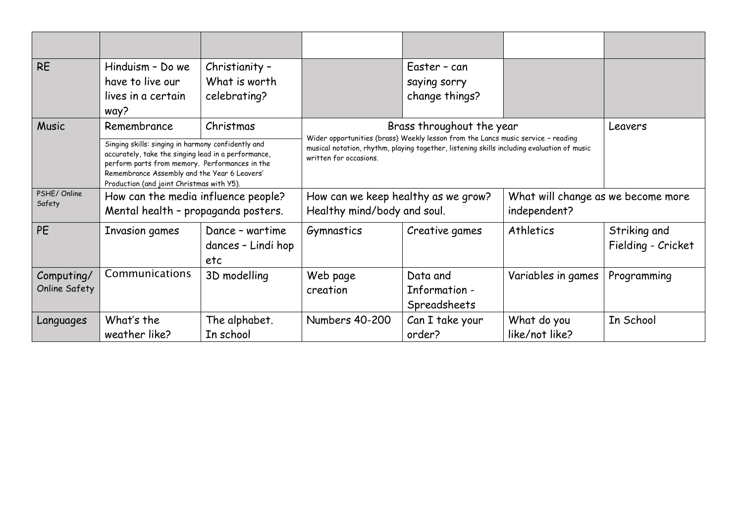| | | | | | | |
|---|---|---|---|---|---|---|
| RE | Hinduism – Do we have to live our lives in a certain way? | Christianity – What is worth celebrating? | | Easter – can saying sorry change things? | | |
| Music | Remembrance | Christmas | Brass throughout the year | | | Leavers |
| | Singing skills: singing in harmony confidently and accurately, take the singing lead in a performance, perform parts from memory. Performances in the Remembrance Assembly and the Year 6 Leavers' Production (and joint Christmas with Y5). | | Wider opportunities (brass) Weekly lesson from the Lancs music service – reading musical notation, rhythm, playing together, listening skills including evaluation of music written for occasions. | | | |
| PSHE/ Online Safety | How can the media influence people? Mental health – propaganda posters. | | How can we keep healthy as we grow? Healthy mind/body and soul. | | What will change as we become more independent? | |
| PE | Invasion games | Dance – wartime dances – Lindi hop etc | Gymnastics | Creative games | Athletics | Striking and Fielding - Cricket |
| Computing/ Online Safety | Communications | 3D modelling | Web page creation | Data and Information - Spreadsheets | Variables in games | Programming |
| Languages | What's the weather like? | The alphabet. In school | Numbers 40-200 | Can I take your order? | What do you like/not like? | In School |